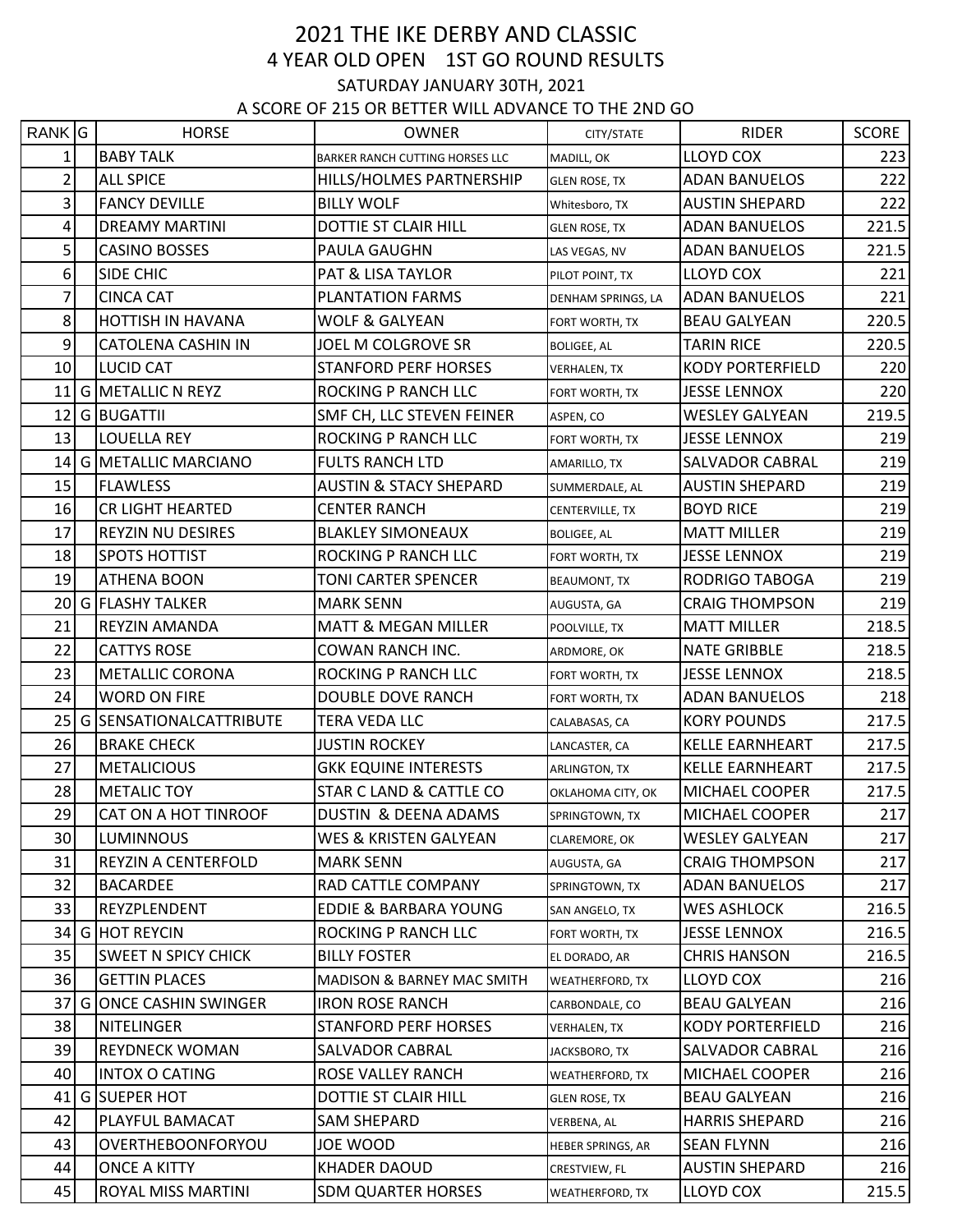# 2021 THE IKE DERBY AND CLASSIC

## 4 YEAR OLD OPEN 1ST GO ROUND RESULTS

### SATURDAY JANUARY 30TH, 2021

### A SCORE OF 215 OR BETTER WILL ADVANCE TO THE 2ND GO

| RANK | G | HORSE | OWNER | CITY/STATE | RIDER | SCORE |
|---|---|---|---|---|---|---|
| 1 | | BABY TALK | BARKER RANCH CUTTING HORSES LLC | MADILL, OK | LLOYD COX | 223 |
| 2 | | ALL SPICE | HILLS/HOLMES PARTNERSHIP | GLEN ROSE, TX | ADAN BANUELOS | 222 |
| 3 | | FANCY DEVILLE | BILLY WOLF | Whitesboro, TX | AUSTIN SHEPARD | 222 |
| 4 | | DREAMY MARTINI | DOTTIE ST CLAIR HILL | GLEN ROSE, TX | ADAN BANUELOS | 221.5 |
| 5 | | CASINO BOSSES | PAULA GAUGHN | LAS VEGAS, NV | ADAN BANUELOS | 221.5 |
| 6 | | SIDE CHIC | PAT & LISA TAYLOR | PILOT POINT, TX | LLOYD COX | 221 |
| 7 | | CINCA CAT | PLANTATION FARMS | DENHAM SPRINGS, LA | ADAN BANUELOS | 221 |
| 8 | | HOTTISH IN HAVANA | WOLF & GALYEAN | FORT WORTH, TX | BEAU GALYEAN | 220.5 |
| 9 | | CATOLENA CASHIN IN | JOEL M COLGROVE SR | BOLIGEE, AL | TARIN RICE | 220.5 |
| 10 | | LUCID CAT | STANFORD PERF HORSES | VERHALEN, TX | KODY PORTERFIELD | 220 |
| 11 | G | METALLIC N REYZ | ROCKING P RANCH LLC | FORT WORTH, TX | JESSE LENNOX | 220 |
| 12 | G | BUGATTII | SMF CH, LLC STEVEN FEINER | ASPEN, CO | WESLEY GALYEAN | 219.5 |
| 13 | | LOUELLA REY | ROCKING P RANCH LLC | FORT WORTH, TX | JESSE LENNOX | 219 |
| 14 | G | METALLIC MARCIANO | FULTS RANCH LTD | AMARILLO, TX | SALVADOR CABRAL | 219 |
| 15 | | FLAWLESS | AUSTIN & STACY SHEPARD | SUMMERDALE, AL | AUSTIN SHEPARD | 219 |
| 16 | | CR LIGHT HEARTED | CENTER RANCH | CENTERVILLE, TX | BOYD RICE | 219 |
| 17 | | REYZIN NU DESIRES | BLAKLEY SIMONEAUX | BOLIGEE, AL | MATT MILLER | 219 |
| 18 | | SPOTS HOTTIST | ROCKING P RANCH LLC | FORT WORTH, TX | JESSE LENNOX | 219 |
| 19 | | ATHENA BOON | TONI CARTER SPENCER | BEAUMONT, TX | RODRIGO TABOGA | 219 |
| 20 | G | FLASHY TALKER | MARK SENN | AUGUSTA, GA | CRAIG THOMPSON | 219 |
| 21 | | REYZIN AMANDA | MATT & MEGAN MILLER | POOLVILLE, TX | MATT MILLER | 218.5 |
| 22 | | CATTYS ROSE | COWAN RANCH INC. | ARDMORE, OK | NATE GRIBBLE | 218.5 |
| 23 | | METALLIC CORONA | ROCKING P RANCH LLC | FORT WORTH, TX | JESSE LENNOX | 218.5 |
| 24 | | WORD ON FIRE | DOUBLE DOVE RANCH | FORT WORTH, TX | ADAN BANUELOS | 218 |
| 25 | G | SENSATIONALCATTRIBUTE | TERA VEDA LLC | CALABASAS, CA | KORY POUNDS | 217.5 |
| 26 | | BRAKE CHECK | JUSTIN ROCKEY | LANCASTER, CA | KELLE EARNHEART | 217.5 |
| 27 | | METALICIOUS | GKK EQUINE INTERESTS | ARLINGTON, TX | KELLE EARNHEART | 217.5 |
| 28 | | METALIC TOY | STAR C LAND & CATTLE CO | OKLAHOMA CITY, OK | MICHAEL COOPER | 217.5 |
| 29 | | CAT ON A HOT TINROOF | DUSTIN & DEENA ADAMS | SPRINGTOWN, TX | MICHAEL COOPER | 217 |
| 30 | | LUMINNOUS | WES & KRISTEN GALYEAN | CLAREMORE, OK | WESLEY GALYEAN | 217 |
| 31 | | REYZIN A CENTERFOLD | MARK SENN | AUGUSTA, GA | CRAIG THOMPSON | 217 |
| 32 | | BACARDEE | RAD CATTLE COMPANY | SPRINGTOWN, TX | ADAN BANUELOS | 217 |
| 33 | | REYZPLENDENT | EDDIE & BARBARA YOUNG | SAN ANGELO, TX | WES ASHLOCK | 216.5 |
| 34 | G | HOT REYCIN | ROCKING P RANCH LLC | FORT WORTH, TX | JESSE LENNOX | 216.5 |
| 35 | | SWEET N SPICY CHICK | BILLY FOSTER | EL DORADO, AR | CHRIS HANSON | 216.5 |
| 36 | | GETTIN PLACES | MADISON & BARNEY MAC SMITH | WEATHERFORD, TX | LLOYD COX | 216 |
| 37 | G | ONCE CASHIN SWINGER | IRON ROSE RANCH | CARBONDALE, CO | BEAU GALYEAN | 216 |
| 38 | | NITELINGER | STANFORD PERF HORSES | VERHALEN, TX | KODY PORTERFIELD | 216 |
| 39 | | REYDNECK WOMAN | SALVADOR CABRAL | JACKSBORO, TX | SALVADOR CABRAL | 216 |
| 40 | | INTOX O CATING | ROSE VALLEY RANCH | WEATHERFORD, TX | MICHAEL COOPER | 216 |
| 41 | G | SUEPER HOT | DOTTIE ST CLAIR HILL | GLEN ROSE, TX | BEAU GALYEAN | 216 |
| 42 | | PLAYFUL BAMACAT | SAM SHEPARD | VERBENA, AL | HARRIS SHEPARD | 216 |
| 43 | | OVERTHEBOONFORYOU | JOE WOOD | HEBER SPRINGS, AR | SEAN FLYNN | 216 |
| 44 | | ONCE A KITTY | KHADER DAOUD | CRESTVIEW, FL | AUSTIN SHEPARD | 216 |
| 45 | | ROYAL MISS MARTINI | SDM QUARTER HORSES | WEATHERFORD, TX | LLOYD COX | 215.5 |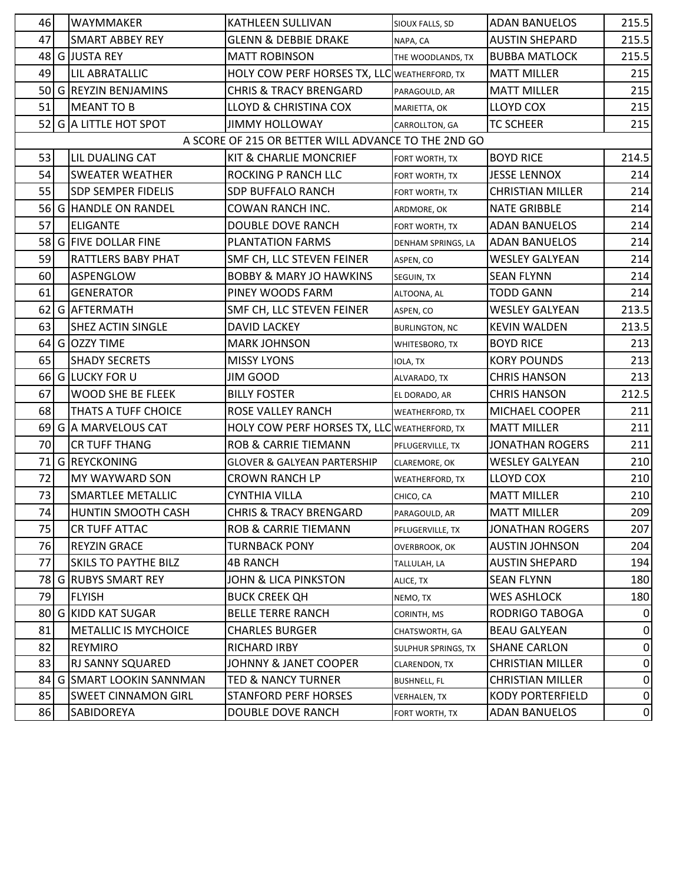| | | | | | | |
|---|---|---|---|---|---|---|
| 46 | | WAYMMAKER | KATHLEEN SULLIVAN | SIOUX FALLS, SD | ADAN BANUELOS | 215.5 |
| 47 | | SMART ABBEY REY | GLENN & DEBBIE DRAKE | NAPA, CA | AUSTIN SHEPARD | 215.5 |
| 48 | G | JUSTA REY | MATT ROBINSON | THE WOODLANDS, TX | BUBBA MATLOCK | 215.5 |
| 49 | | LIL ABRATALLIC | HOLY COW PERF HORSES TX, LLC | WEATHERFORD, TX | MATT MILLER | 215 |
| 50 | G | REYZIN BENJAMINS | CHRIS & TRACY BRENGARD | PARAGOULD, AR | MATT MILLER | 215 |
| 51 | | MEANT TO B | LLOYD & CHRISTINA COX | MARIETTA, OK | LLOYD COX | 215 |
| 52 | G | A LITTLE HOT SPOT | JIMMY HOLLOWAY | CARROLLTON, GA | TC SCHEER | 215 |
| | | A SCORE OF 215 OR BETTER WILL ADVANCE TO THE 2ND GO | | | | |
| 53 | | LIL DUALING CAT | KIT & CHARLIE MONCRIEF | FORT WORTH, TX | BOYD RICE | 214.5 |
| 54 | | SWEATER WEATHER | ROCKING P RANCH LLC | FORT WORTH, TX | JESSE LENNOX | 214 |
| 55 | | SDP SEMPER FIDELIS | SDP BUFFALO RANCH | FORT WORTH, TX | CHRISTIAN MILLER | 214 |
| 56 | G | HANDLE ON RANDEL | COWAN RANCH INC. | ARDMORE, OK | NATE GRIBBLE | 214 |
| 57 | | ELIGANTE | DOUBLE DOVE RANCH | FORT WORTH, TX | ADAN BANUELOS | 214 |
| 58 | G | FIVE DOLLAR FINE | PLANTATION FARMS | DENHAM SPRINGS, LA | ADAN BANUELOS | 214 |
| 59 | | RATTLERS BABY PHAT | SMF CH, LLC STEVEN FEINER | ASPEN, CO | WESLEY GALYEAN | 214 |
| 60 | | ASPENGLOW | BOBBY & MARY JO HAWKINS | SEGUIN, TX | SEAN FLYNN | 214 |
| 61 | | GENERATOR | PINEY WOODS FARM | ALTOONA, AL | TODD GANN | 214 |
| 62 | G | AFTERMATH | SMF CH, LLC STEVEN FEINER | ASPEN, CO | WESLEY GALYEAN | 213.5 |
| 63 | | SHEZ ACTIN SINGLE | DAVID LACKEY | BURLINGTON, NC | KEVIN WALDEN | 213.5 |
| 64 | G | OZZY TIME | MARK JOHNSON | WHITESBORO, TX | BOYD RICE | 213 |
| 65 | | SHADY SECRETS | MISSY LYONS | IOLA, TX | KORY POUNDS | 213 |
| 66 | G | LUCKY FOR U | JIM GOOD | ALVARADO, TX | CHRIS HANSON | 213 |
| 67 | | WOOD SHE BE FLEEK | BILLY FOSTER | EL DORADO, AR | CHRIS HANSON | 212.5 |
| 68 | | THATS A TUFF CHOICE | ROSE VALLEY RANCH | WEATHERFORD, TX | MICHAEL COOPER | 211 |
| 69 | G | A MARVELOUS CAT | HOLY COW PERF HORSES TX, LLC | WEATHERFORD, TX | MATT MILLER | 211 |
| 70 | | CR TUFF THANG | ROB & CARRIE TIEMANN | PFLUGERVILLE, TX | JONATHAN ROGERS | 211 |
| 71 | G | REYCKONING | GLOVER & GALYEAN PARTERSHIP | CLAREMORE, OK | WESLEY GALYEAN | 210 |
| 72 | | MY WAYWARD SON | CROWN RANCH LP | WEATHERFORD, TX | LLOYD COX | 210 |
| 73 | | SMARTLEE METALLIC | CYNTHIA VILLA | CHICO, CA | MATT MILLER | 210 |
| 74 | | HUNTIN SMOOTH CASH | CHRIS & TRACY BRENGARD | PARAGOULD, AR | MATT MILLER | 209 |
| 75 | | CR TUFF ATTAC | ROB & CARRIE TIEMANN | PFLUGERVILLE, TX | JONATHAN ROGERS | 207 |
| 76 | | REYZIN GRACE | TURNBACK PONY | OVERBROOK, OK | AUSTIN JOHNSON | 204 |
| 77 | | SKILS TO PAYTHE BILZ | 4B RANCH | TALLULAH, LA | AUSTIN SHEPARD | 194 |
| 78 | G | RUBYS SMART REY | JOHN & LICA PINKSTON | ALICE, TX | SEAN FLYNN | 180 |
| 79 | | FLYISH | BUCK CREEK QH | NEMO, TX | WES ASHLOCK | 180 |
| 80 | G | KIDD KAT SUGAR | BELLE TERRE RANCH | CORINTH, MS | RODRIGO TABOGA | 0 |
| 81 | | METALLIC IS MYCHOICE | CHARLES BURGER | CHATSWORTH, GA | BEAU GALYEAN | 0 |
| 82 | | REYMIRO | RICHARD IRBY | SULPHUR SPRINGS, TX | SHANE CARLON | 0 |
| 83 | | RJ SANNY SQUARED | JOHNNY & JANET COOPER | CLARENDON, TX | CHRISTIAN MILLER | 0 |
| 84 | G | SMART LOOKIN SANNMAN | TED & NANCY TURNER | BUSHNELL, FL | CHRISTIAN MILLER | 0 |
| 85 | | SWEET CINNAMON GIRL | STANFORD PERF HORSES | VERHALEN, TX | KODY PORTERFIELD | 0 |
| 86 | | SABIDOREYA | DOUBLE DOVE RANCH | FORT WORTH, TX | ADAN BANUELOS | 0 |